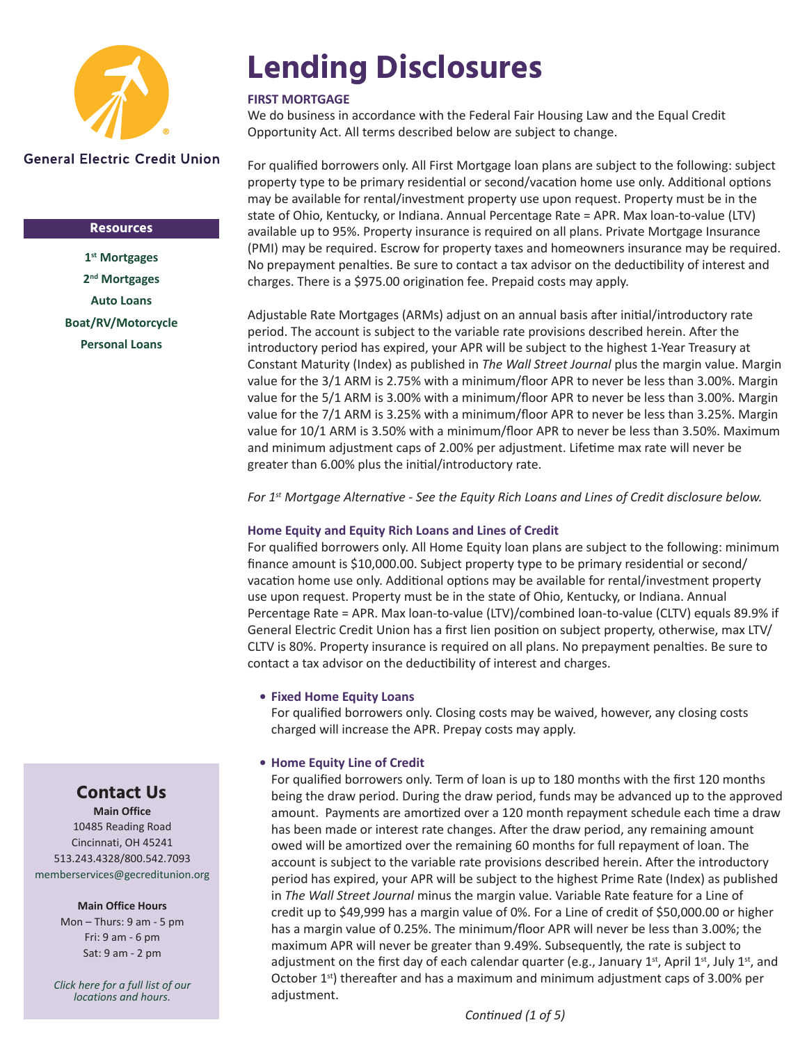General Electric Credit Union

**Resources**

**1st Mortgages**
**2nd Mortgages**
**Auto Loans**
**Boat/RV/Motorcycle**
**Personal Loans**

# Lending Disclosures

**FIRST MORTGAGE**

We do business in accordance with the Federal Fair Housing Law and the Equal Credit Opportunity Act. All terms described below are subject to change.

For qualified borrowers only. All First Mortgage loan plans are subject to the following: subject property type to be primary residential or second/vacation home use only. Additional options may be available for rental/investment property use upon request. Property must be in the state of Ohio, Kentucky, or Indiana. Annual Percentage Rate = APR. Max loan-to-value (LTV) available up to 95%. Property insurance is required on all plans. Private Mortgage Insurance (PMI) may be required. Escrow for property taxes and homeowners insurance may be required. No prepayment penalties. Be sure to contact a tax advisor on the deductibility of interest and charges. There is a $975.00 origination fee. Prepaid costs may apply.

Adjustable Rate Mortgages (ARMs) adjust on an annual basis after initial/introductory rate period. The account is subject to the variable rate provisions described herein. After the introductory period has expired, your APR will be subject to the highest 1-Year Treasury at Constant Maturity (Index) as published in *The Wall Street Journal* plus the margin value. Margin value for the 3/1 ARM is 2.75% with a minimum/floor APR to never be less than 3.00%. Margin value for the 5/1 ARM is 3.00% with a minimum/floor APR to never be less than 3.00%. Margin value for the 7/1 ARM is 3.25% with a minimum/floor APR to never be less than 3.25%. Margin value for 10/1 ARM is 3.50% with a minimum/floor APR to never be less than 3.50%. Maximum and minimum adjustment caps of 2.00% per adjustment. Lifetime max rate will never be greater than 6.00% plus the initial/introductory rate.

*For 1st Mortgage Alternative - See the Equity Rich Loans and Lines of Credit disclosure below.*

**Home Equity and Equity Rich Loans and Lines of Credit**

For qualified borrowers only. All Home Equity loan plans are subject to the following: minimum finance amount is $10,000.00. Subject property type to be primary residential or second/vacation home use only. Additional options may be available for rental/investment property use upon request. Property must be in the state of Ohio, Kentucky, or Indiana. Annual Percentage Rate = APR. Max loan-to-value (LTV)/combined loan-to-value (CLTV) equals 89.9% if General Electric Credit Union has a first lien position on subject property, otherwise, max LTV/CLTV is 80%. Property insurance is required on all plans. No prepayment penalties. Be sure to contact a tax advisor on the deductibility of interest and charges.

- **Fixed Home Equity Loans**
  For qualified borrowers only. Closing costs may be waived, however, any closing costs charged will increase the APR. Prepay costs may apply.

- **Home Equity Line of Credit**
  For qualified borrowers only. Term of loan is up to 180 months with the first 120 months being the draw period. During the draw period, funds may be advanced up to the approved amount. Payments are amortized over a 120 month repayment schedule each time a draw has been made or interest rate changes. After the draw period, any remaining amount owed will be amortized over the remaining 60 months for full repayment of loan. The account is subject to the variable rate provisions described herein. After the introductory period has expired, your APR will be subject to the highest Prime Rate (Index) as published in *The Wall Street Journal* minus the margin value. Variable Rate feature for a Line of credit up to $49,999 has a margin value of 0%. For a Line of credit of $50,000.00 or higher has a margin value of 0.25%. The minimum/floor APR will never be less than 3.00%; the maximum APR will never be greater than 9.49%. Subsequently, the rate is subject to adjustment on the first day of each calendar quarter (e.g., January 1st, April 1st, July 1st, and October 1st) thereafter and has a maximum and minimum adjustment caps of 3.00% per adjustment.

## Contact Us

**Main Office**
10485 Reading Road
Cincinnati, OH 45241
513.243.4328/800.542.7093
memberservices@gecreditunion.org

**Main Office Hours**
Mon – Thurs: 9 am - 5 pm
Fri: 9 am - 6 pm
Sat: 9 am - 2 pm

*Click here for a full list of our locations and hours.*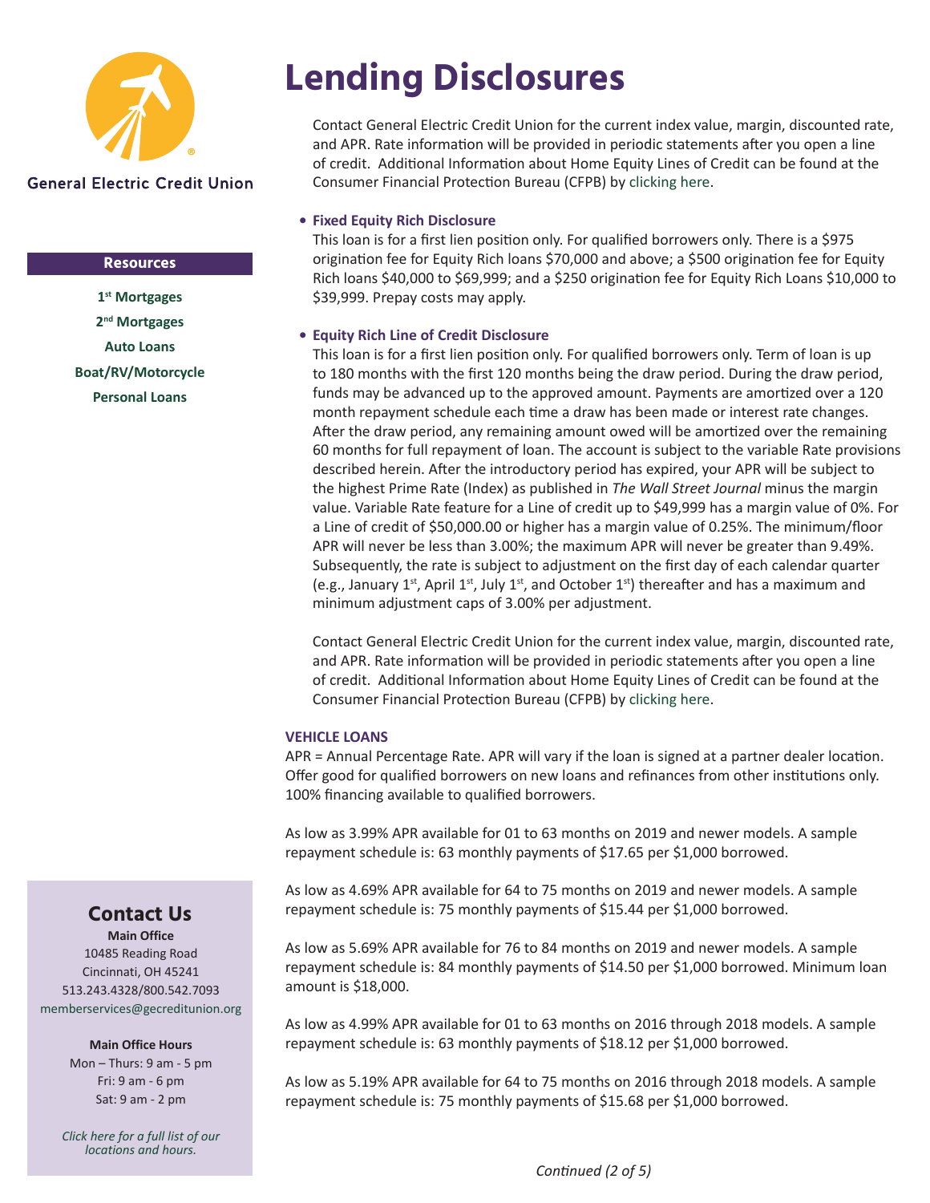# Lending Disclosures

Contact General Electric Credit Union for the current index value, margin, discounted rate, and APR. Rate information will be provided in periodic statements after you open a line of credit. Additional Information about Home Equity Lines of Credit can be found at the Consumer Financial Protection Bureau (CFPB) by clicking here.

- **Fixed Equity Rich Disclosure**
  This loan is for a first lien position only. For qualified borrowers only. There is a $975 origination fee for Equity Rich loans $70,000 and above; a $500 origination fee for Equity Rich loans $40,000 to $69,999; and a $250 origination fee for Equity Rich Loans $10,000 to $39,999. Prepay costs may apply.

- **Equity Rich Line of Credit Disclosure**
  This loan is for a first lien position only. For qualified borrowers only. Term of loan is up to 180 months with the first 120 months being the draw period. During the draw period, funds may be advanced up to the approved amount. Payments are amortized over a 120 month repayment schedule each time a draw has been made or interest rate changes. After the draw period, any remaining amount owed will be amortized over the remaining 60 months for full repayment of loan. The account is subject to the variable Rate provisions described herein. After the introductory period has expired, your APR will be subject to the highest Prime Rate (Index) as published in *The Wall Street Journal* minus the margin value. Variable Rate feature for a Line of credit up to $49,999 has a margin value of 0%. For a Line of credit of $50,000.00 or higher has a margin value of 0.25%. The minimum/floor APR will never be less than 3.00%; the maximum APR will never be greater than 9.49%. Subsequently, the rate is subject to adjustment on the first day of each calendar quarter (e.g., January 1st, April 1st, July 1st, and October 1st) thereafter and has a maximum and minimum adjustment caps of 3.00% per adjustment.

  Contact General Electric Credit Union for the current index value, margin, discounted rate, and APR. Rate information will be provided in periodic statements after you open a line of credit. Additional Information about Home Equity Lines of Credit can be found at the Consumer Financial Protection Bureau (CFPB) by clicking here.

### VEHICLE LOANS

APR = Annual Percentage Rate. APR will vary if the loan is signed at a partner dealer location. Offer good for qualified borrowers on new loans and refinances from other institutions only. 100% financing available to qualified borrowers.

As low as 3.99% APR available for 01 to 63 months on 2019 and newer models. A sample repayment schedule is: 63 monthly payments of $17.65 per $1,000 borrowed.

As low as 4.69% APR available for 64 to 75 months on 2019 and newer models. A sample repayment schedule is: 75 monthly payments of $15.44 per $1,000 borrowed.

As low as 5.69% APR available for 76 to 84 months on 2019 and newer models. A sample repayment schedule is: 84 monthly payments of $14.50 per $1,000 borrowed. Minimum loan amount is $18,000.

As low as 4.99% APR available for 01 to 63 months on 2016 through 2018 models. A sample repayment schedule is: 63 monthly payments of $18.12 per $1,000 borrowed.

As low as 5.19% APR available for 64 to 75 months on 2016 through 2018 models. A sample repayment schedule is: 75 monthly payments of $15.68 per $1,000 borrowed.

*Continued (2 of 5)*

General Electric Credit Union

**Resources**

**1st Mortgages**
**2nd Mortgages**
**Auto Loans**
**Boat/RV/Motorcycle**
**Personal Loans**

## Contact Us

**Main Office**
10485 Reading Road
Cincinnati, OH 45241
513.243.4328/800.542.7093
memberservices@gecreditunion.org

**Main Office Hours**
Mon – Thurs: 9 am - 5 pm
Fri: 9 am - 6 pm
Sat: 9 am - 2 pm

*Click here for a full list of our locations and hours.*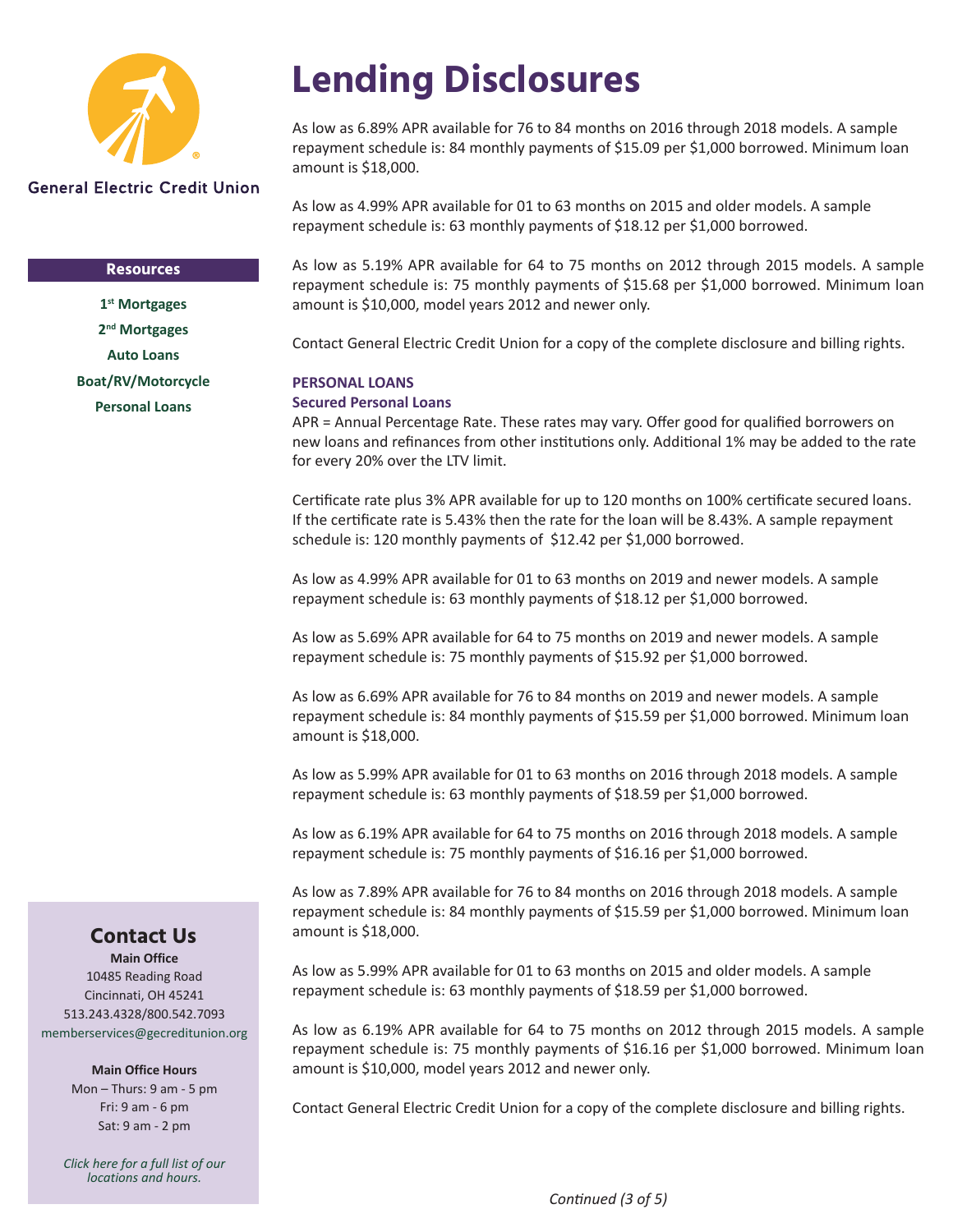General Electric Credit Union

# Lending Disclosures

As low as 6.89% APR available for 76 to 84 months on 2016 through 2018 models. A sample repayment schedule is: 84 monthly payments of $15.09 per $1,000 borrowed. Minimum loan amount is $18,000.

As low as 4.99% APR available for 01 to 63 months on 2015 and older models. A sample repayment schedule is: 63 monthly payments of $18.12 per $1,000 borrowed.

As low as 5.19% APR available for 64 to 75 months on 2012 through 2015 models. A sample repayment schedule is: 75 monthly payments of $15.68 per $1,000 borrowed. Minimum loan amount is $10,000, model years 2012 and newer only.

Contact General Electric Credit Union for a copy of the complete disclosure and billing rights.

### PERSONAL LOANS

#### Secured Personal Loans

APR = Annual Percentage Rate. These rates may vary. Offer good for qualified borrowers on new loans and refinances from other institutions only. Additional 1% may be added to the rate for every 20% over the LTV limit.

Certificate rate plus 3% APR available for up to 120 months on 100% certificate secured loans. If the certificate rate is 5.43% then the rate for the loan will be 8.43%. A sample repayment schedule is: 120 monthly payments of $12.42 per $1,000 borrowed.

As low as 4.99% APR available for 01 to 63 months on 2019 and newer models. A sample repayment schedule is: 63 monthly payments of $18.12 per $1,000 borrowed.

As low as 5.69% APR available for 64 to 75 months on 2019 and newer models. A sample repayment schedule is: 75 monthly payments of $15.92 per $1,000 borrowed.

As low as 6.69% APR available for 76 to 84 months on 2019 and newer models. A sample repayment schedule is: 84 monthly payments of $15.59 per $1,000 borrowed. Minimum loan amount is $18,000.

As low as 5.99% APR available for 01 to 63 months on 2016 through 2018 models. A sample repayment schedule is: 63 monthly payments of $18.59 per $1,000 borrowed.

As low as 6.19% APR available for 64 to 75 months on 2016 through 2018 models. A sample repayment schedule is: 75 monthly payments of $16.16 per $1,000 borrowed.

As low as 7.89% APR available for 76 to 84 months on 2016 through 2018 models. A sample repayment schedule is: 84 monthly payments of $15.59 per $1,000 borrowed. Minimum loan amount is $18,000.

As low as 5.99% APR available for 01 to 63 months on 2015 and older models. A sample repayment schedule is: 63 monthly payments of $18.59 per $1,000 borrowed.

As low as 6.19% APR available for 64 to 75 months on 2012 through 2015 models. A sample repayment schedule is: 75 monthly payments of $16.16 per $1,000 borrowed. Minimum loan amount is $10,000, model years 2012 and newer only.

Contact General Electric Credit Union for a copy of the complete disclosure and billing rights.

*Continued*

**Resources**

- 1st Mortgages
- 2nd Mortgages
- Auto Loans
- Boat/RV/Motorcycle
- Personal Loans

## Contact Us

**Main Office**
10485 Reading Road
Cincinnati, OH 45241
513.243.4328/800.542.7093
memberservices@gecreditunion.org

**Main Office Hours**
Mon – Thurs: 9 am - 5 pm
Fri: 9 am - 6 pm
Sat: 9 am - 2 pm

*Click here for a full list of our locations and hours.*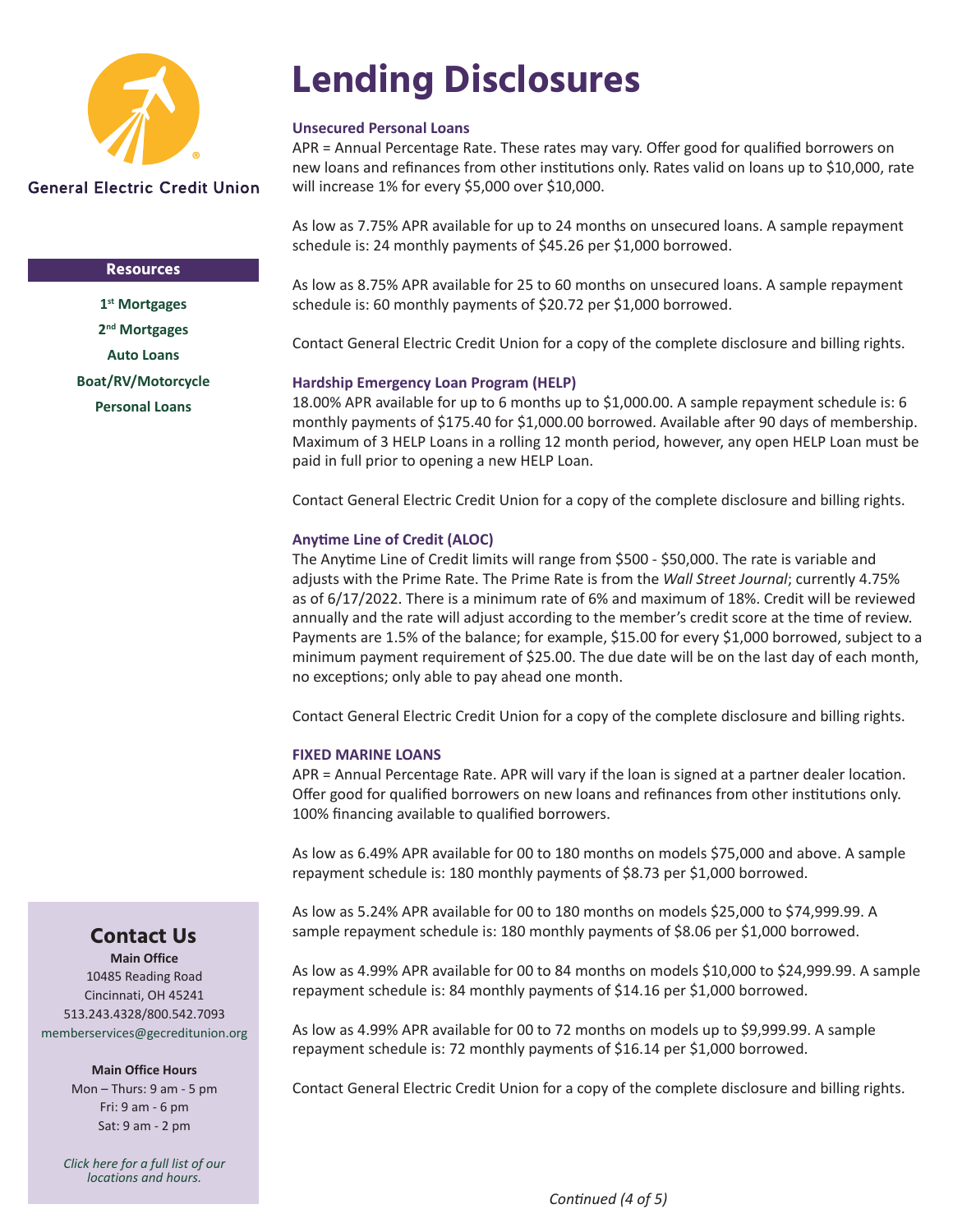General Electric Credit Union

**Resources**

**1st Mortgages**
**2nd Mortgages**
**Auto Loans**
**Boat/RV/Motorcycle**
**Personal Loans**

# Lending Disclosures

### Unsecured Personal Loans

APR = Annual Percentage Rate. These rates may vary. Offer good for qualified borrowers on new loans and refinances from other institutions only. Rates valid on loans up to $10,000, rate will increase 1% for every $5,000 over $10,000.

As low as 7.75% APR available for up to 24 months on unsecured loans. A sample repayment schedule is: 24 monthly payments of $45.26 per $1,000 borrowed.

As low as 8.75% APR available for 25 to 60 months on unsecured loans. A sample repayment schedule is: 60 monthly payments of $20.72 per $1,000 borrowed.

Contact General Electric Credit Union for a copy of the complete disclosure and billing rights.

### Hardship Emergency Loan Program (HELP)

18.00% APR available for up to 6 months up to $1,000.00. A sample repayment schedule is: 6 monthly payments of $175.40 for $1,000.00 borrowed. Available after 90 days of membership. Maximum of 3 HELP Loans in a rolling 12 month period, however, any open HELP Loan must be paid in full prior to opening a new HELP Loan.

Contact General Electric Credit Union for a copy of the complete disclosure and billing rights.

### Anytime Line of Credit (ALOC)

The Anytime Line of Credit limits will range from $500 - $50,000. The rate is variable and adjusts with the Prime Rate. The Prime Rate is from the *Wall Street Journal*; currently 4.75% as of 6/17/2022. There is a minimum rate of 6% and maximum of 18%. Credit will be reviewed annually and the rate will adjust according to the member's credit score at the time of review. Payments are 1.5% of the balance; for example, $15.00 for every $1,000 borrowed, subject to a minimum payment requirement of $25.00. The due date will be on the last day of each month, no exceptions; only able to pay ahead one month.

Contact General Electric Credit Union for a copy of the complete disclosure and billing rights.

### FIXED MARINE LOANS

APR = Annual Percentage Rate. APR will vary if the loan is signed at a partner dealer location. Offer good for qualified borrowers on new loans and refinances from other institutions only. 100% financing available to qualified borrowers.

As low as 6.49% APR available for 00 to 180 months on models $75,000 and above. A sample repayment schedule is: 180 monthly payments of $8.73 per $1,000 borrowed.

As low as 5.24% APR available for 00 to 180 months on models $25,000 to $74,999.99. A sample repayment schedule is: 180 monthly payments of $8.06 per $1,000 borrowed.

As low as 4.99% APR available for 00 to 84 months on models $10,000 to $24,999.99. A sample repayment schedule is: 84 monthly payments of $14.16 per $1,000 borrowed.

As low as 4.99% APR available for 00 to 72 months on models up to $9,999.99. A sample repayment schedule is: 72 monthly payments of $16.14 per $1,000 borrowed.

Contact General Electric Credit Union for a copy of the complete disclosure and billing rights.

## Contact Us

**Main Office**
10485 Reading Road
Cincinnati, OH 45241
513.243.4328/800.542.7093
memberservices@gecreditunion.org

**Main Office Hours**
Mon – Thurs: 9 am - 5 pm
Fri: 9 am - 6 pm
Sat: 9 am - 2 pm

*Click here for a full list of our locations and hours.*

*Continued (4 of 5)*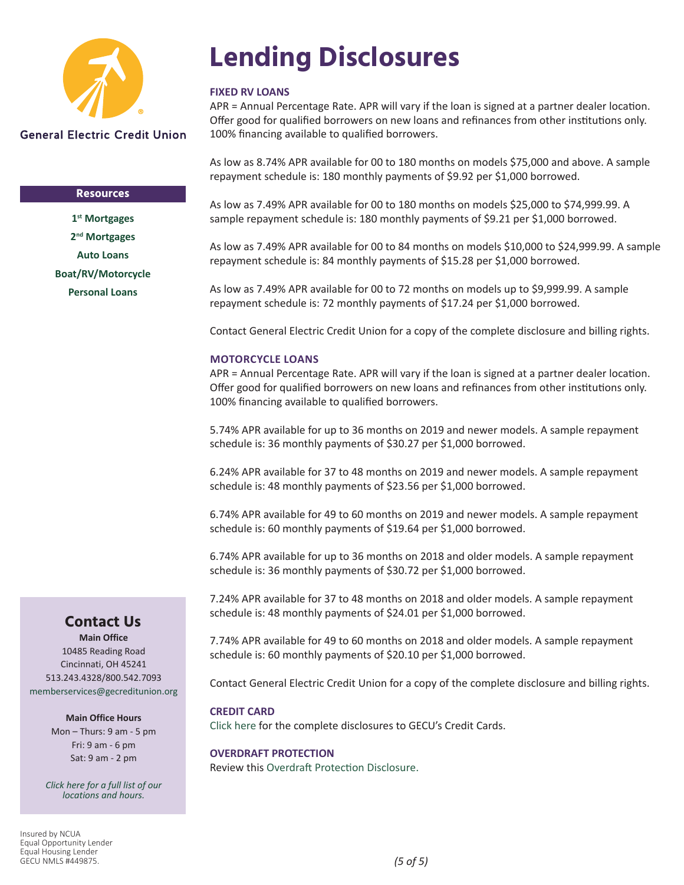General Electric Credit Union

**Resources**

**1st Mortgages**
**2nd Mortgages**
**Auto Loans**
**Boat/RV/Motorcycle**
**Personal Loans**

# Lending Disclosures

### FIXED RV LOANS

APR = Annual Percentage Rate. APR will vary if the loan is signed at a partner dealer location. Offer good for qualified borrowers on new loans and refinances from other institutions only. 100% financing available to qualified borrowers.

As low as 8.74% APR available for 00 to 180 months on models $75,000 and above. A sample repayment schedule is: 180 monthly payments of $9.92 per $1,000 borrowed.

As low as 7.49% APR available for 00 to 180 months on models $25,000 to $74,999.99. A sample repayment schedule is: 180 monthly payments of $9.21 per $1,000 borrowed.

As low as 7.49% APR available for 00 to 84 months on models $10,000 to $24,999.99. A sample repayment schedule is: 84 monthly payments of $15.28 per $1,000 borrowed.

As low as 7.49% APR available for 00 to 72 months on models up to $9,999.99. A sample repayment schedule is: 72 monthly payments of $17.24 per $1,000 borrowed.

Contact General Electric Credit Union for a copy of the complete disclosure and billing rights.

### MOTORCYCLE LOANS

APR = Annual Percentage Rate. APR will vary if the loan is signed at a partner dealer location. Offer good for qualified borrowers on new loans and refinances from other institutions only. 100% financing available to qualified borrowers.

5.74% APR available for up to 36 months on 2019 and newer models. A sample repayment schedule is: 36 monthly payments of $30.27 per $1,000 borrowed.

6.24% APR available for 37 to 48 months on 2019 and newer models. A sample repayment schedule is: 48 monthly payments of $23.56 per $1,000 borrowed.

6.74% APR available for 49 to 60 months on 2019 and newer models. A sample repayment schedule is: 60 monthly payments of $19.64 per $1,000 borrowed.

6.74% APR available for up to 36 months on 2018 and older models. A sample repayment schedule is: 36 monthly payments of $30.72 per $1,000 borrowed.

7.24% APR available for 37 to 48 months on 2018 and older models. A sample repayment schedule is: 48 monthly payments of $24.01 per $1,000 borrowed.

7.74% APR available for 49 to 60 months on 2018 and older models. A sample repayment schedule is: 60 monthly payments of $20.10 per $1,000 borrowed.

Contact General Electric Credit Union for a copy of the complete disclosure and billing rights.

### CREDIT CARD

Click here for the complete disclosures to GECU's Credit Cards.

### OVERDRAFT PROTECTION

Review this Overdraft Protection Disclosure.

## Contact Us

**Main Office**
10485 Reading Road
Cincinnati, OH 45241
513.243.4328/800.542.7093
memberservices@gecreditunion.org

**Main Office Hours**
Mon – Thurs: 9 am - 5 pm
Fri: 9 am - 6 pm
Sat: 9 am - 2 pm

*Click here for a full list of our locations and hours.*

Insured by NCUA
Equal Opportunity Lender
Equal Housing Lender
GECU NMLS #449875.